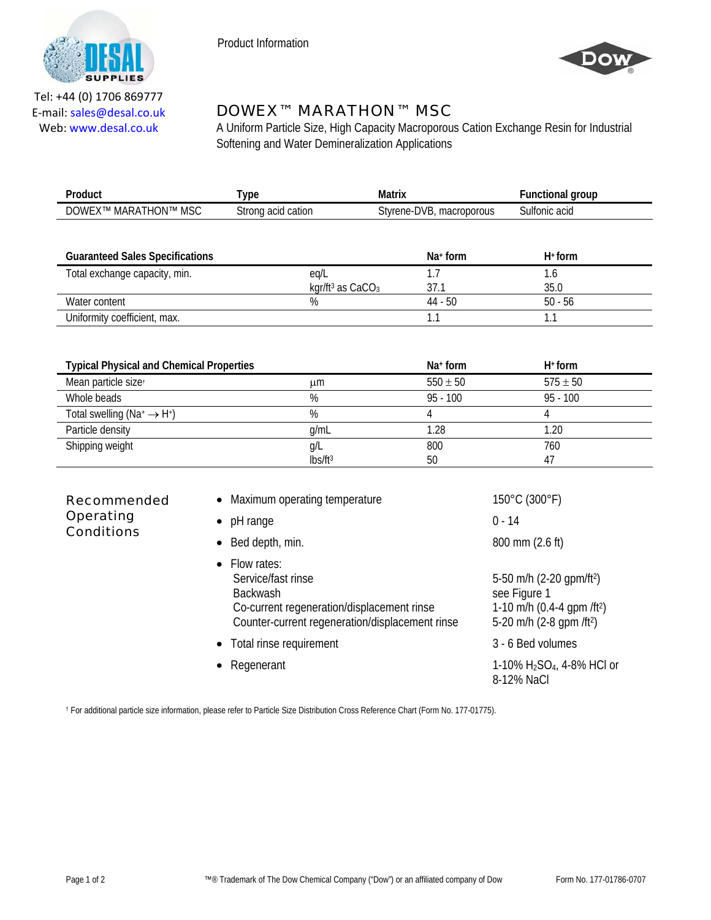Tel: +44 (0) 1706 869777
E-mail: sales@desal.co.uk
Web: www.desal.co.uk

Product Information

# DOWEX™ MARATHON™ MSC

A Uniform Particle Size, High Capacity Macroporous Cation Exchange Resin for Industrial Softening and Water Demineralization Applications

| Product | Type | Matrix | Functional group |
|---|---|---|---|
| DOWEX™ MARATHON™ MSC | Strong acid cation | Styrene-DVB, macroporous | Sulfonic acid |

| Guaranteed Sales Specifications | | $Na^+$ form | $H^+$ form |
|---|---|---|---|
| Total exchange capacity, min. | eq/L | 1.7 | 1.6 |
| | kgr/ft³ as $CaCO_3$ | 37.1 | 35.0 |
| Water content | % | 44 - 50 | 50 - 56 |
| Uniformity coefficient, max. | | 1.1 | 1.1 |

| Typical Physical and Chemical Properties | | $Na^+$ form | $H^+$ form |
|---|---|---|---|
| Mean particle size† | µm | 550 ± 50 | 575 ± 50 |
| Whole beads | % | 95 - 100 | 95 - 100 |
| Total swelling ($Na^+ \rightarrow H^+$) | % | 4 | 4 |
| Particle density | g/mL | 1.28 | 1.20 |
| Shipping weight | g/L | 800 | 760 |
| | lbs/ft³ | 50 | 47 |

## Recommended Operating Conditions

- Maximum operating temperature: 150°C (300°F)
- pH range: 0 - 14
- Bed depth, min.: 800 mm (2.6 ft)
- Flow rates:
  - Service/fast rinse: 5-50 m/h (2-20 gpm/ft²)
  - Backwash: see Figure 1
  - Co-current regeneration/displacement rinse: 1-10 m/h (0.4-4 gpm /ft²)
  - Counter-current regeneration/displacement rinse: 5-20 m/h (2-8 gpm /ft²)
- Total rinse requirement: 3 - 6 Bed volumes
- Regenerant: 1-10% $H_2SO_4$, 4-8% HCl or 8-12% NaCl

† For additional particle size information, please refer to Particle Size Distribution Cross Reference Chart (Form No. 177-01775).

™® Trademark of The Dow Chemical Company ("Dow") or an affiliated company of Dow

Form No. 177-01786-0707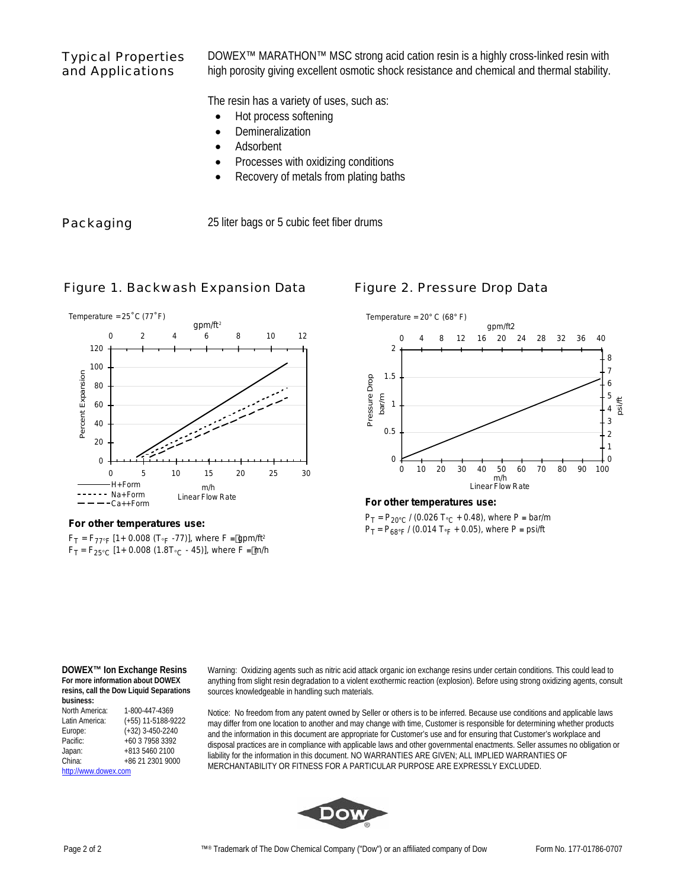## Typical Properties and Applications

DOWEX™ MARATHON™ MSC strong acid cation resin is a highly cross-linked resin with high porosity giving excellent osmotic shock resistance and chemical and thermal stability.

The resin has a variety of uses, such as:

- Hot process softening
- Demineralization
- Adsorbent
- Processes with oxidizing conditions
- Recovery of metals from plating baths

## Packaging

25 liter bags or 5 cubic feet fiber drums

## Figure 1. Backwash Expansion Data

Temperature = 25˚C (77˚F)

gpm/ft²

0 2 4 6 8 10 12

120

100

80

60

40

20

0

Percent Expansion

0 5 10 15 20 25 30

m/h

Linear Flow Rate

H+Form

Na+Form

Ca++Form

**For other temperatures use:**

$F_T = F_{77°F}$ [1+ 0.008 ($T_{°F}$ -77)], where F ≡ gpm/ft²

$F_T = F_{25°C}$ [1+ 0.008 (1.8$T_{°C}$ - 45)], where F ≡ m/h

## Figure 2. Pressure Drop Data

Temperature = 20° C (68° F)

gpm/ft2

0 4 8 12 16 20 24 28 32 36 40

2

1.5

1

0.5

0

Pressure Drop

bar/m

8 7 6 5 4 3 2 1 0

psi/ft

0 10 20 30 40 50 60 70 80 90 100

m/h

Linear Flow Rate

**For other temperatures use:**

$P_T = P_{20°C}$ / (0.026 $T_{°C}$ + 0.48), where P ≡ bar/m

$P_T = P_{68°F}$ / (0.014 $T_{°F}$ + 0.05), where P ≡ psi/ft

**DOWEX™ Ion Exchange Resins**
**For more information about DOWEX resins, call the Dow Liquid Separations business:**

North America: 1-800-447-4369
Latin America: (+55) 11-5188-9222
Europe: (+32) 3-450-2240
Pacific: +60 3 7958 3392
Japan: +813 5460 2100
China: +86 21 2301 9000
http://www.dowex.com

Warning: Oxidizing agents such as nitric acid attack organic ion exchange resins under certain conditions. This could lead to anything from slight resin degradation to a violent exothermic reaction (explosion). Before using strong oxidizing agents, consult sources knowledgeable in handling such materials.

Notice: No freedom from any patent owned by Seller or others is to be inferred. Because use conditions and applicable laws may differ from one location to another and may change with time, Customer is responsible for determining whether products and the information in this document are appropriate for Customer's use and for ensuring that Customer's workplace and disposal practices are in compliance with applicable laws and other governmental enactments. Seller assumes no obligation or liability for the information in this document. NO WARRANTIES ARE GIVEN; ALL IMPLIED WARRANTIES OF MERCHANTABILITY OR FITNESS FOR A PARTICULAR PURPOSE ARE EXPRESSLY EXCLUDED.

™® Trademark of The Dow Chemical Company ("Dow") or an affiliated company of Dow

Form No. 177-01786-0707